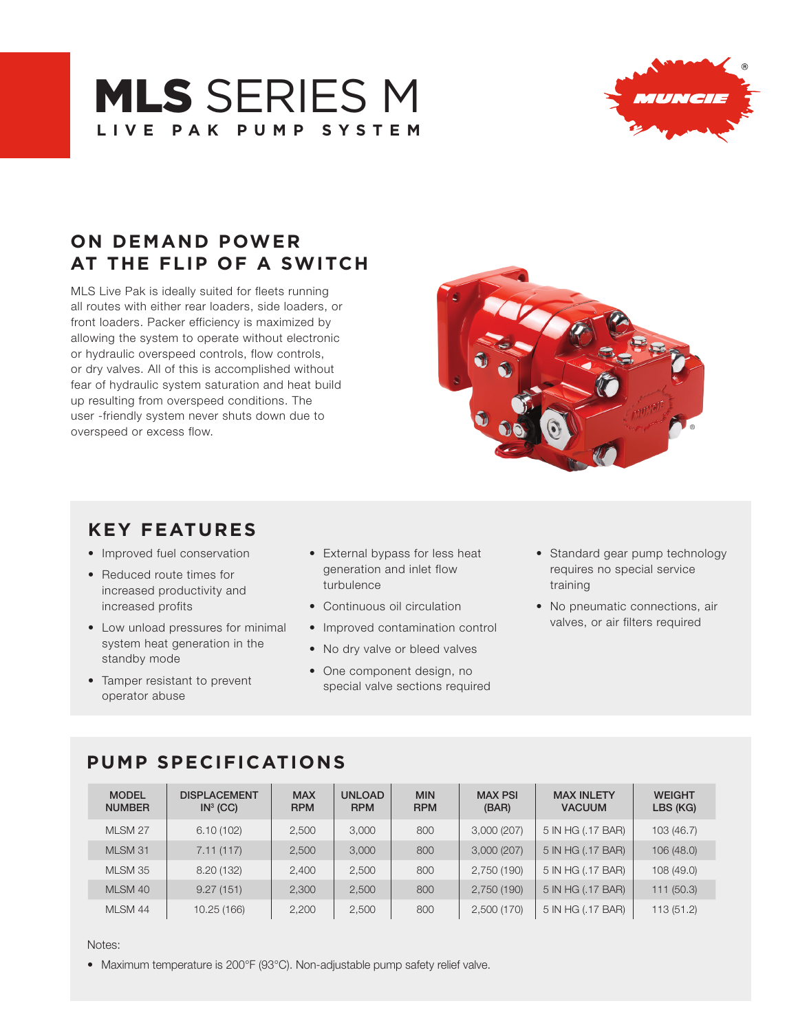# MLS SERIES M

**LIVE PAK PUMP SYSTEM**

## ON DEMAND POWER AT THE FLIP OF A SWITCH

MLS Live Pak is ideally suited for fleets running all routes with either rear loaders, side loaders, or front loaders. Packer efficiency is maximized by allowing the system to operate without electronic or hydraulic overspeed controls, flow controls, or dry valves. All of this is accomplished without fear of hydraulic system saturation and heat build up resulting from overspeed conditions. The user -friendly system never shuts down due to overspeed or excess flow.

## KEY FEATURES

- Improved fuel conservation
- Reduced route times for increased productivity and increased profits
- Low unload pressures for minimal system heat generation in the standby mode
- Tamper resistant to prevent operator abuse
- External bypass for less heat generation and inlet flow turbulence
- Continuous oil circulation
- Improved contamination control
- No dry valve or bleed valves
- One component design, no special valve sections required
- Standard gear pump technology requires no special service training
- No pneumatic connections, air valves, or air filters required

## PUMP SPECIFICATIONS

| MODEL NUMBER | DISPLACEMENT IN³ (CC) | MAX RPM | UNLOAD RPM | MIN RPM | MAX PSI (BAR) | MAX INLETY VACUUM | WEIGHT LBS (KG) |
|---|---|---|---|---|---|---|---|
| MLSM 27 | 6.10 (102) | 2,500 | 3,000 | 800 | 3,000 (207) | 5 IN HG (.17 BAR) | 103 (46.7) |
| MLSM 31 | 7.11 (117) | 2,500 | 3,000 | 800 | 3,000 (207) | 5 IN HG (.17 BAR) | 106 (48.0) |
| MLSM 35 | 8.20 (132) | 2,400 | 2,500 | 800 | 2,750 (190) | 5 IN HG (.17 BAR) | 108 (49.0) |
| MLSM 40 | 9.27 (151) | 2,300 | 2,500 | 800 | 2,750 (190) | 5 IN HG (.17 BAR) | 111 (50.3) |
| MLSM 44 | 10.25 (166) | 2,200 | 2,500 | 800 | 2,500 (170) | 5 IN HG (.17 BAR) | 113 (51.2) |

Notes:

- Maximum temperature is 200°F (93°C). Non-adjustable pump safety relief valve.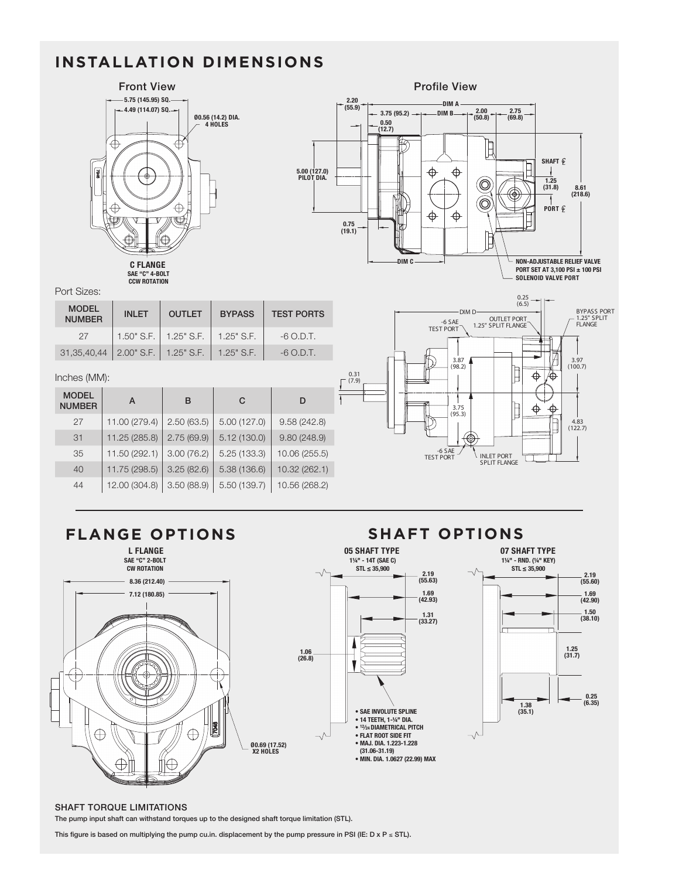# INSTALLATION DIMENSIONS

Front View

Profile View

Port Sizes:

| MODEL NUMBER | INLET | OUTLET | BYPASS | TEST PORTS |
|---|---|---|---|---|
| 27 | 1.50" S.F. | 1.25" S.F. | 1.25" S.F. | -6 O.D.T. |
| 31,35,40,44 | 2.00" S.F. | 1.25" S.F. | 1.25" S.F. | -6 O.D.T. |

Inches (MM):

| MODEL NUMBER | A | B | C | D |
|---|---|---|---|---|
| 27 | 11.00 (279.4) | 2.50 (63.5) | 5.00 (127.0) | 9.58 (242.8) |
| 31 | 11.25 (285.8) | 2.75 (69.9) | 5.12 (130.0) | 9.80 (248.9) |
| 35 | 11.50 (292.1) | 3.00 (76.2) | 5.25 (133.3) | 10.06 (255.5) |
| 40 | 11.75 (298.5) | 3.25 (82.6) | 5.38 (136.6) | 10.32 (262.1) |
| 44 | 12.00 (304.8) | 3.50 (88.9) | 5.50 (139.7) | 10.56 (268.2) |

# FLANGE OPTIONS

# SHAFT OPTIONS

### SHAFT TORQUE LIMITATIONS

The pump input shaft can withstand torques up to the designed shaft torque limitation (STL).

This figure is based on multiplying the pump cu.in. displacement by the pump pressure in PSI (IE: D x P ≤ STL).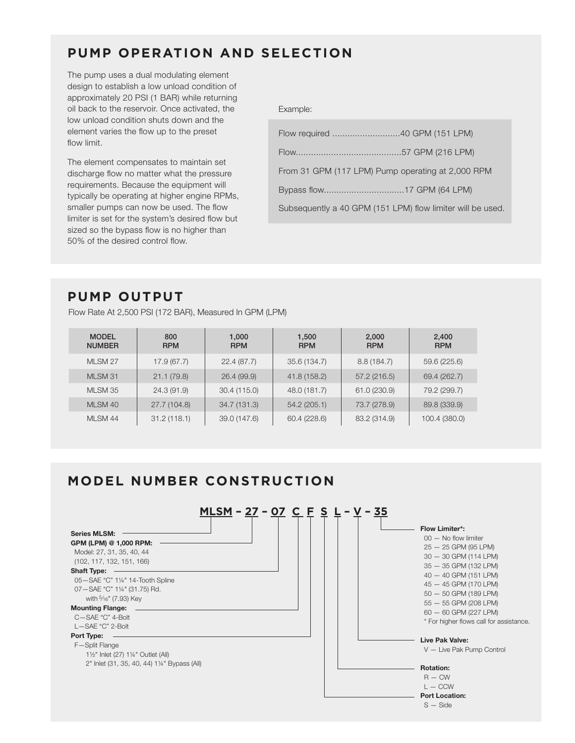## PUMP OPERATION AND SELECTION

The pump uses a dual modulating element design to establish a low unload condition of approximately 20 PSI (1 BAR) while returning oil back to the reservoir. Once activated, the low unload condition shuts down and the element varies the flow up to the preset flow limit.

The element compensates to maintain set discharge flow no matter what the pressure requirements. Because the equipment will typically be operating at higher engine RPMs, smaller pumps can now be used. The flow limiter is set for the system's desired flow but sized so the bypass flow is no higher than 50% of the desired control flow.

Example:

Flow required ...........................40 GPM (151 LPM)

Flow..........................................57 GPM (216 LPM)

From 31 GPM (117 LPM) Pump operating at 2,000 RPM

Bypass flow................................17 GPM (64 LPM)

Subsequently a 40 GPM (151 LPM) flow limiter will be used.

## PUMP OUTPUT

Flow Rate At 2,500 PSI (172 BAR), Measured In GPM (LPM)

| MODEL NUMBER | 800 RPM | 1,000 RPM | 1,500 RPM | 2,000 RPM | 2,400 RPM |
|---|---|---|---|---|---|
| MLSM 27 | 17.9 (67.7) | 22.4 (87.7) | 35.6 (134.7) | 8.8 (184.7) | 59.6 (225.6) |
| MLSM 31 | 21.1 (79.8) | 26.4 (99.9) | 41.8 (158.2) | 57.2 (216.5) | 69.4 (262.7) |
| MLSM 35 | 24.3 (91.9) | 30.4 (115.0) | 48.0 (181.7) | 61.0 (230.9) | 79.2 (299.7) |
| MLSM 40 | 27.7 (104.8) | 34.7 (131.3) | 54.2 (205.1) | 73.7 (278.9) | 89.8 (339.9) |
| MLSM 44 | 31.2 (118.1) | 39.0 (147.6) | 60.4 (228.6) | 83.2 (314.9) | 100.4 (380.0) |

## MODEL NUMBER CONSTRUCTION

**MLSM – 27 – 07 C F S L – V – 35**

**Series MLSM:**

**GPM (LPM) @ 1,000 RPM:**
Model: 27, 31, 35, 40, 44
(102, 117, 132, 151, 166)

**Shaft Type:**
05—SAE "C" 1¼" 14-Tooth Spline
07—SAE "C" 1¼" (31.75) Rd. with 5⁄16" (7.93) Key

**Mounting Flange:**
C—SAE "C" 4-Bolt
L—SAE "C" 2-Bolt

**Port Type:**
F—Split Flange
1½" Inlet (27) 1¼" Outlet (All)
2" Inlet (31, 35, 40, 44) 1¼" Bypass (All)

**Flow Limiter*:**
00 — No flow limiter
25 — 25 GPM (95 LPM)
30 — 30 GPM (114 LPM)
35 — 35 GPM (132 LPM)
40 — 40 GPM (151 LPM)
45 — 45 GPM (170 LPM)
50 — 50 GPM (189 LPM)
55 — 55 GPM (208 LPM)
60 — 60 GPM (227 LPM)
* For higher flows call for assistance.

**Live Pak Valve:**
V — Live Pak Pump Control

**Rotation:**
R — CW
L — CCW

**Port Location:**
S — Side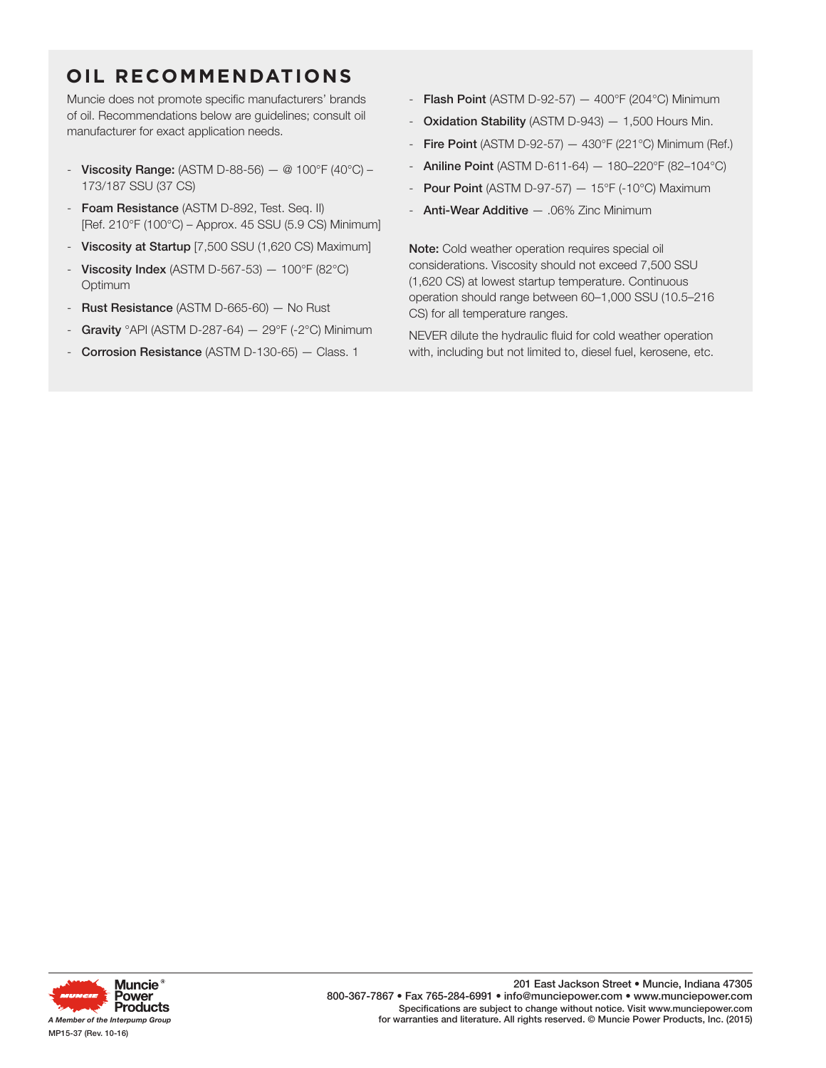## OIL RECOMMENDATIONS

Muncie does not promote specific manufacturers' brands of oil. Recommendations below are guidelines; consult oil manufacturer for exact application needs.

- **Viscosity Range:** (ASTM D-88-56) — @ 100°F (40°C) – 173/187 SSU (37 CS)
- **Foam Resistance** (ASTM D-892, Test. Seq. II) [Ref. 210°F (100°C) – Approx. 45 SSU (5.9 CS) Minimum]
- **Viscosity at Startup** [7,500 SSU (1,620 CS) Maximum]
- **Viscosity Index** (ASTM D-567-53) — 100°F (82°C) Optimum
- **Rust Resistance** (ASTM D-665-60) — No Rust
- **Gravity** °API (ASTM D-287-64) — 29°F (-2°C) Minimum
- **Corrosion Resistance** (ASTM D-130-65) — Class. 1
- **Flash Point** (ASTM D-92-57) — 400°F (204°C) Minimum
- **Oxidation Stability** (ASTM D-943) — 1,500 Hours Min.
- **Fire Point** (ASTM D-92-57) — 430°F (221°C) Minimum (Ref.)
- **Aniline Point** (ASTM D-611-64) — 180–220°F (82–104°C)
- **Pour Point** (ASTM D-97-57) — 15°F (-10°C) Maximum
- **Anti-Wear Additive** — .06% Zinc Minimum

**Note:** Cold weather operation requires special oil considerations. Viscosity should not exceed 7,500 SSU (1,620 CS) at lowest startup temperature. Continuous operation should range between 60–1,000 SSU (10.5–216 CS) for all temperature ranges.

NEVER dilute the hydraulic fluid for cold weather operation with, including but not limited to, diesel fuel, kerosene, etc.

Muncie® Power Products
*A Member of the Interpump Group*

MP15-37 (Rev. 10-16)

201 East Jackson Street • Muncie, Indiana 47305
800-367-7867 • Fax 765-284-6991 • info@munciepower.com • www.munciepower.com
Specifications are subject to change without notice. Visit www.munciepower.com for warranties and literature. All rights reserved. © Muncie Power Products, Inc. (2015)